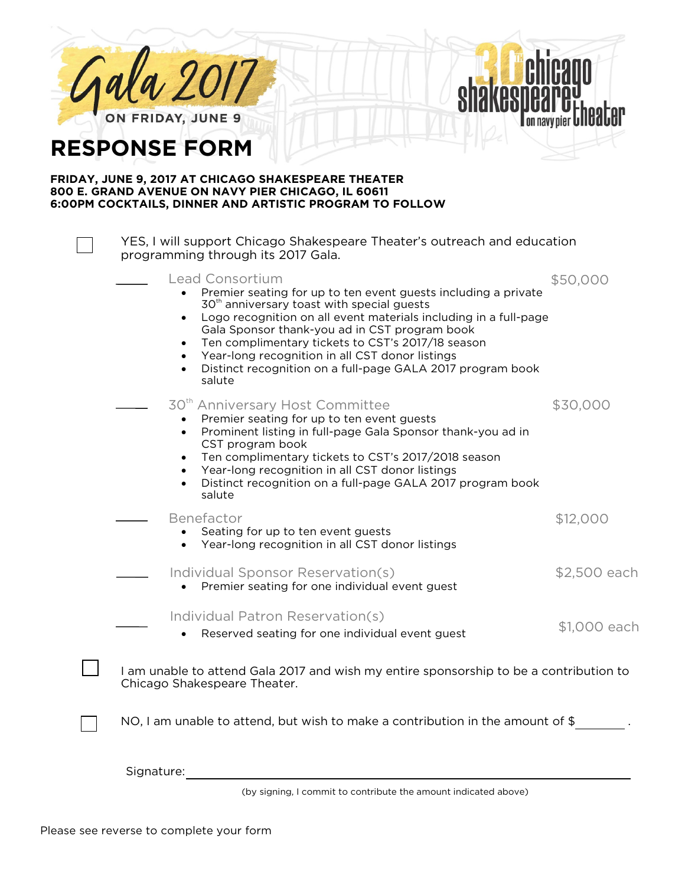# Gala 2017

ON FRIDAY, JUNE 9

30th chicago shakespeare theater on navy pier

## RESPONSE FORM

**FRIDAY, JUNE 9, 2017 AT CHICAGO SHAKESPEARE THEATER**
**800 E. GRAND AVENUE ON NAVY PIER CHICAGO, IL 60611**
**6:00PM COCKTAILS, DINNER AND ARTISTIC PROGRAM TO FOLLOW**

☐ YES, I will support Chicago Shakespeare Theater's outreach and education programming through its 2017 Gala.

_____ **Lead Consortium** — $50,000

- Premier seating for up to ten event guests including a private 30th anniversary toast with special guests
- Logo recognition on all event materials including in a full-page Gala Sponsor thank-you ad in CST program book
- Ten complimentary tickets to CST's 2017/18 season
- Year-long recognition in all CST donor listings
- Distinct recognition on a full-page GALA 2017 program book salute

_____ **30th Anniversary Host Committee** — $30,000

- Premier seating for up to ten event guests
- Prominent listing in full-page Gala Sponsor thank-you ad in CST program book
- Ten complimentary tickets to CST's 2017/2018 season
- Year-long recognition in all CST donor listings
- Distinct recognition on a full-page GALA 2017 program book salute

_____ **Benefactor** — $12,000

- Seating for up to ten event guests
- Year-long recognition in all CST donor listings

_____ **Individual Sponsor Reservation(s)** — $2,500 each

- Premier seating for one individual event guest

_____ **Individual Patron Reservation(s)** — $1,000 each

- Reserved seating for one individual event guest

☐ I am unable to attend Gala 2017 and wish my entire sponsorship to be a contribution to Chicago Shakespeare Theater.

☐ NO, I am unable to attend, but wish to make a contribution in the amount of $_______.

Signature: ______________________________________________

(by signing, I commit to contribute the amount indicated above)

Please see reverse to complete your form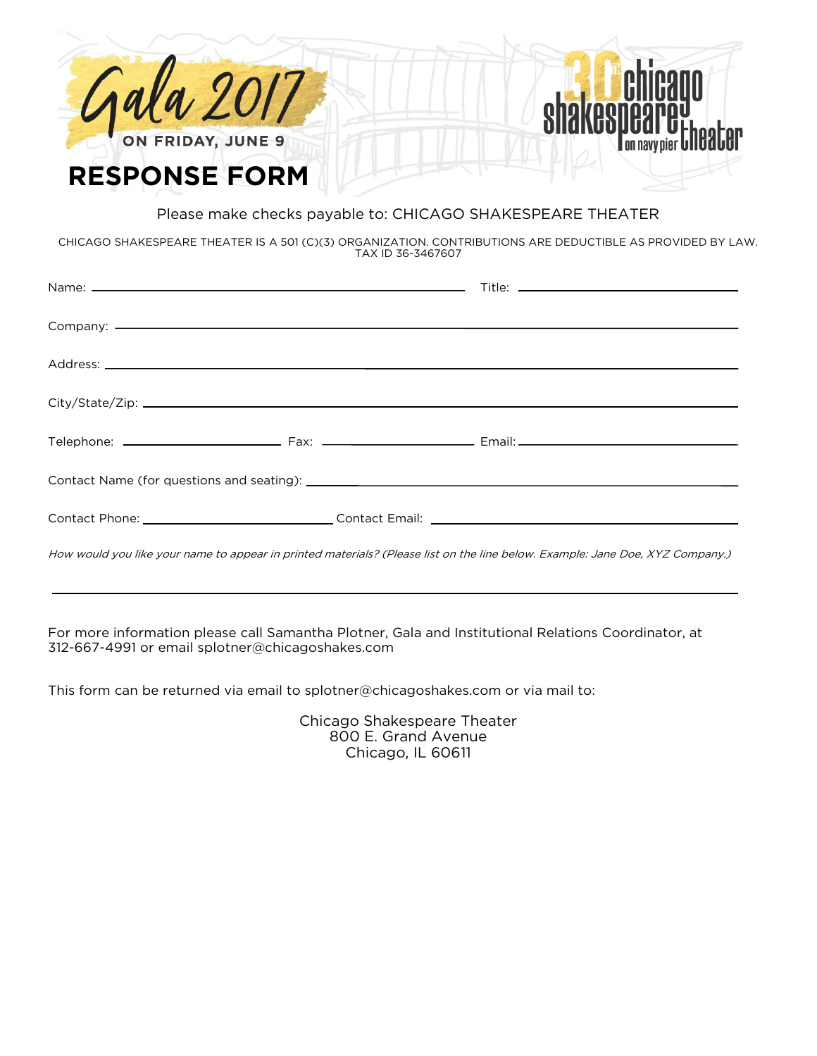# Gala 2017

ON FRIDAY, JUNE 9

30TH chicago shakespeare theater on navy pier

## RESPONSE FORM

Please make checks payable to: CHICAGO SHAKESPEARE THEATER

CHICAGO SHAKESPEARE THEATER IS A 501 (C)(3) ORGANIZATION. CONTRIBUTIONS ARE DEDUCTIBLE AS PROVIDED BY LAW. TAX ID 36-3467607

Name: ______________________________ Title: ______________________________

Company: ______________________________

Address: ______________________________

City/State/Zip: ______________________________

Telephone: ______________ Fax: ______________ Email: ______________

Contact Name (for questions and seating): ______________________________

Contact Phone: ______________ Contact Email: ______________

*How would you like your name to appear in printed materials? (Please list on the line below. Example: Jane Doe, XYZ Company.)*

______________________________

For more information please call Samantha Plotner, Gala and Institutional Relations Coordinator, at 312-667-4991 or email splotner@chicagoshakes.com

This form can be returned via email to splotner@chicagoshakes.com or via mail to:

Chicago Shakespeare Theater
800 E. Grand Avenue
Chicago, IL 60611